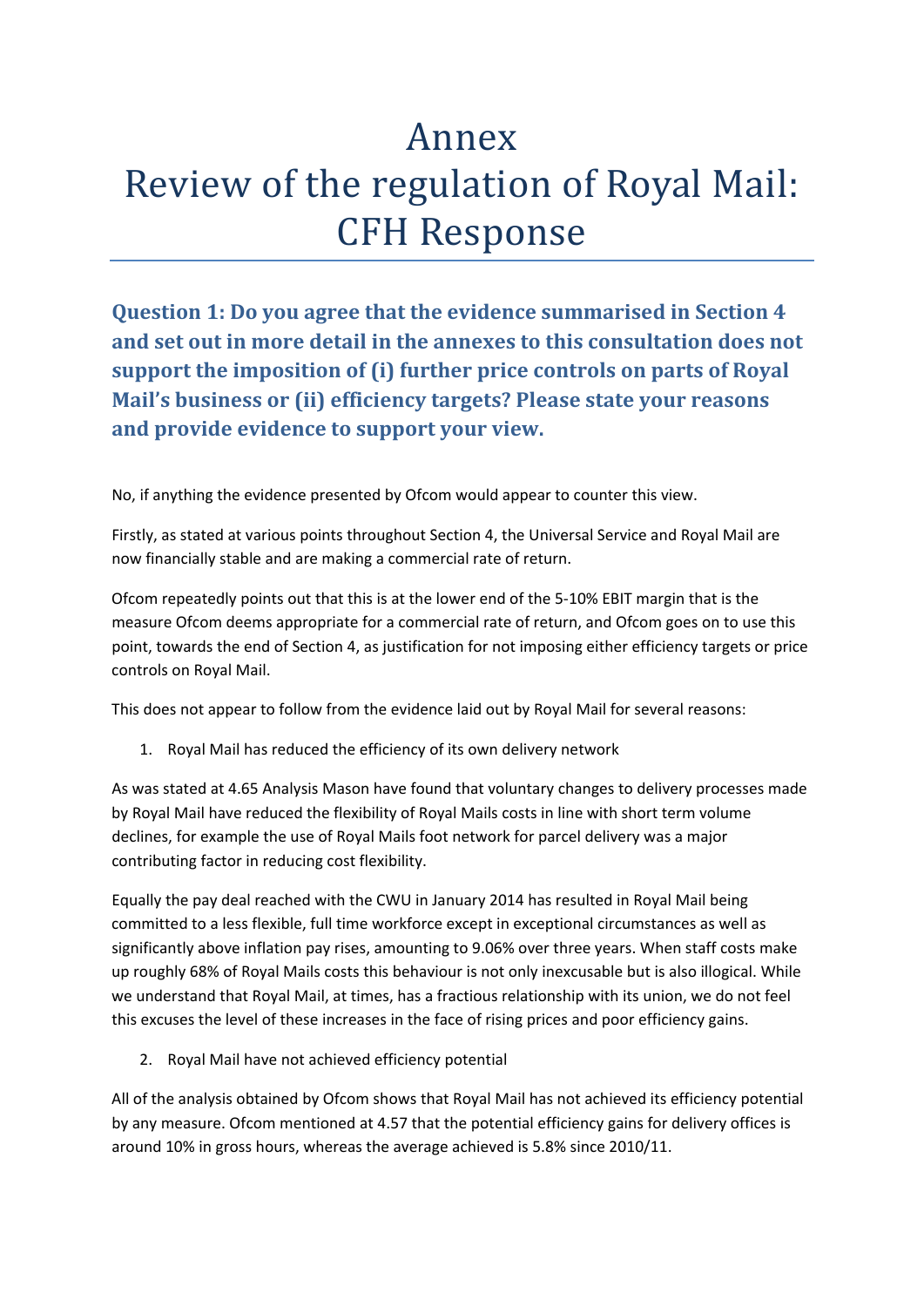# Annex
# Review of the regulation of Royal Mail: CFH Response

## Question 1: Do you agree that the evidence summarised in Section 4 and set out in more detail in the annexes to this consultation does not support the imposition of (i) further price controls on parts of Royal Mail's business or (ii) efficiency targets? Please state your reasons and provide evidence to support your view.

No, if anything the evidence presented by Ofcom would appear to counter this view.

Firstly, as stated at various points throughout Section 4, the Universal Service and Royal Mail are now financially stable and are making a commercial rate of return.

Ofcom repeatedly points out that this is at the lower end of the 5-10% EBIT margin that is the measure Ofcom deems appropriate for a commercial rate of return, and Ofcom goes on to use this point, towards the end of Section 4, as justification for not imposing either efficiency targets or price controls on Royal Mail.

This does not appear to follow from the evidence laid out by Royal Mail for several reasons:

1. Royal Mail has reduced the efficiency of its own delivery network

As was stated at 4.65 Analysis Mason have found that voluntary changes to delivery processes made by Royal Mail have reduced the flexibility of Royal Mails costs in line with short term volume declines, for example the use of Royal Mails foot network for parcel delivery was a major contributing factor in reducing cost flexibility.

Equally the pay deal reached with the CWU in January 2014 has resulted in Royal Mail being committed to a less flexible, full time workforce except in exceptional circumstances as well as significantly above inflation pay rises, amounting to 9.06% over three years. When staff costs make up roughly 68% of Royal Mails costs this behaviour is not only inexcusable but is also illogical. While we understand that Royal Mail, at times, has a fractious relationship with its union, we do not feel this excuses the level of these increases in the face of rising prices and poor efficiency gains.

2. Royal Mail have not achieved efficiency potential

All of the analysis obtained by Ofcom shows that Royal Mail has not achieved its efficiency potential by any measure. Ofcom mentioned at 4.57 that the potential efficiency gains for delivery offices is around 10% in gross hours, whereas the average achieved is 5.8% since 2010/11.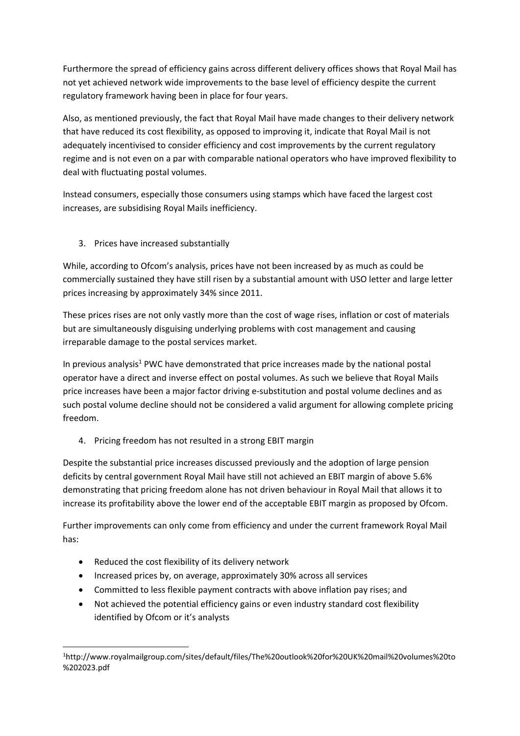Furthermore the spread of efficiency gains across different delivery offices shows that Royal Mail has not yet achieved network wide improvements to the base level of efficiency despite the current regulatory framework having been in place for four years.

Also, as mentioned previously, the fact that Royal Mail have made changes to their delivery network that have reduced its cost flexibility, as opposed to improving it, indicate that Royal Mail is not adequately incentivised to consider efficiency and cost improvements by the current regulatory regime and is not even on a par with comparable national operators who have improved flexibility to deal with fluctuating postal volumes.

Instead consumers, especially those consumers using stamps which have faced the largest cost increases, are subsidising Royal Mails inefficiency.

3. Prices have increased substantially

While, according to Ofcom's analysis, prices have not been increased by as much as could be commercially sustained they have still risen by a substantial amount with USO letter and large letter prices increasing by approximately 34% since 2011.

These prices rises are not only vastly more than the cost of wage rises, inflation or cost of materials but are simultaneously disguising underlying problems with cost management and causing irreparable damage to the postal services market.

In previous analysis[1] PWC have demonstrated that price increases made by the national postal operator have a direct and inverse effect on postal volumes. As such we believe that Royal Mails price increases have been a major factor driving e-substitution and postal volume declines and as such postal volume decline should not be considered a valid argument for allowing complete pricing freedom.

4. Pricing freedom has not resulted in a strong EBIT margin

Despite the substantial price increases discussed previously and the adoption of large pension deficits by central government Royal Mail have still not achieved an EBIT margin of above 5.6% demonstrating that pricing freedom alone has not driven behaviour in Royal Mail that allows it to increase its profitability above the lower end of the acceptable EBIT margin as proposed by Ofcom.

Further improvements can only come from efficiency and under the current framework Royal Mail has:

- Reduced the cost flexibility of its delivery network
- Increased prices by, on average, approximately 30% across all services
- Committed to less flexible payment contracts with above inflation pay rises; and
- Not achieved the potential efficiency gains or even industry standard cost flexibility identified by Ofcom or it's analysts

[1]http://www.royalmailgroup.com/sites/default/files/The%20outlook%20for%20UK%20mail%20volumes%20to%202023.pdf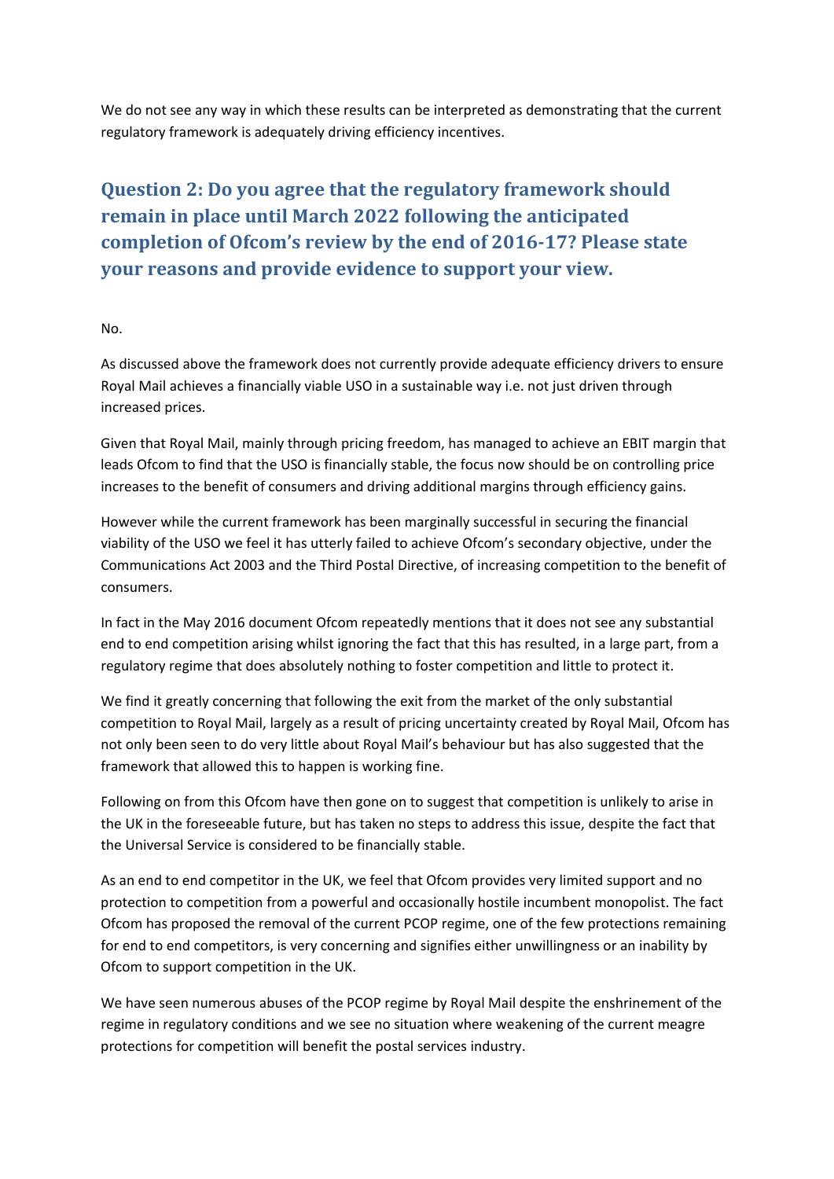We do not see any way in which these results can be interpreted as demonstrating that the current regulatory framework is adequately driving efficiency incentives.

## Question 2: Do you agree that the regulatory framework should remain in place until March 2022 following the anticipated completion of Ofcom's review by the end of 2016-17? Please state your reasons and provide evidence to support your view.

No.

As discussed above the framework does not currently provide adequate efficiency drivers to ensure Royal Mail achieves a financially viable USO in a sustainable way i.e. not just driven through increased prices.

Given that Royal Mail, mainly through pricing freedom, has managed to achieve an EBIT margin that leads Ofcom to find that the USO is financially stable, the focus now should be on controlling price increases to the benefit of consumers and driving additional margins through efficiency gains.

However while the current framework has been marginally successful in securing the financial viability of the USO we feel it has utterly failed to achieve Ofcom's secondary objective, under the Communications Act 2003 and the Third Postal Directive, of increasing competition to the benefit of consumers.

In fact in the May 2016 document Ofcom repeatedly mentions that it does not see any substantial end to end competition arising whilst ignoring the fact that this has resulted, in a large part, from a regulatory regime that does absolutely nothing to foster competition and little to protect it.

We find it greatly concerning that following the exit from the market of the only substantial competition to Royal Mail, largely as a result of pricing uncertainty created by Royal Mail, Ofcom has not only been seen to do very little about Royal Mail's behaviour but has also suggested that the framework that allowed this to happen is working fine.

Following on from this Ofcom have then gone on to suggest that competition is unlikely to arise in the UK in the foreseeable future, but has taken no steps to address this issue, despite the fact that the Universal Service is considered to be financially stable.

As an end to end competitor in the UK, we feel that Ofcom provides very limited support and no protection to competition from a powerful and occasionally hostile incumbent monopolist. The fact Ofcom has proposed the removal of the current PCOP regime, one of the few protections remaining for end to end competitors, is very concerning and signifies either unwillingness or an inability by Ofcom to support competition in the UK.

We have seen numerous abuses of the PCOP regime by Royal Mail despite the enshrinement of the regime in regulatory conditions and we see no situation where weakening of the current meagre protections for competition will benefit the postal services industry.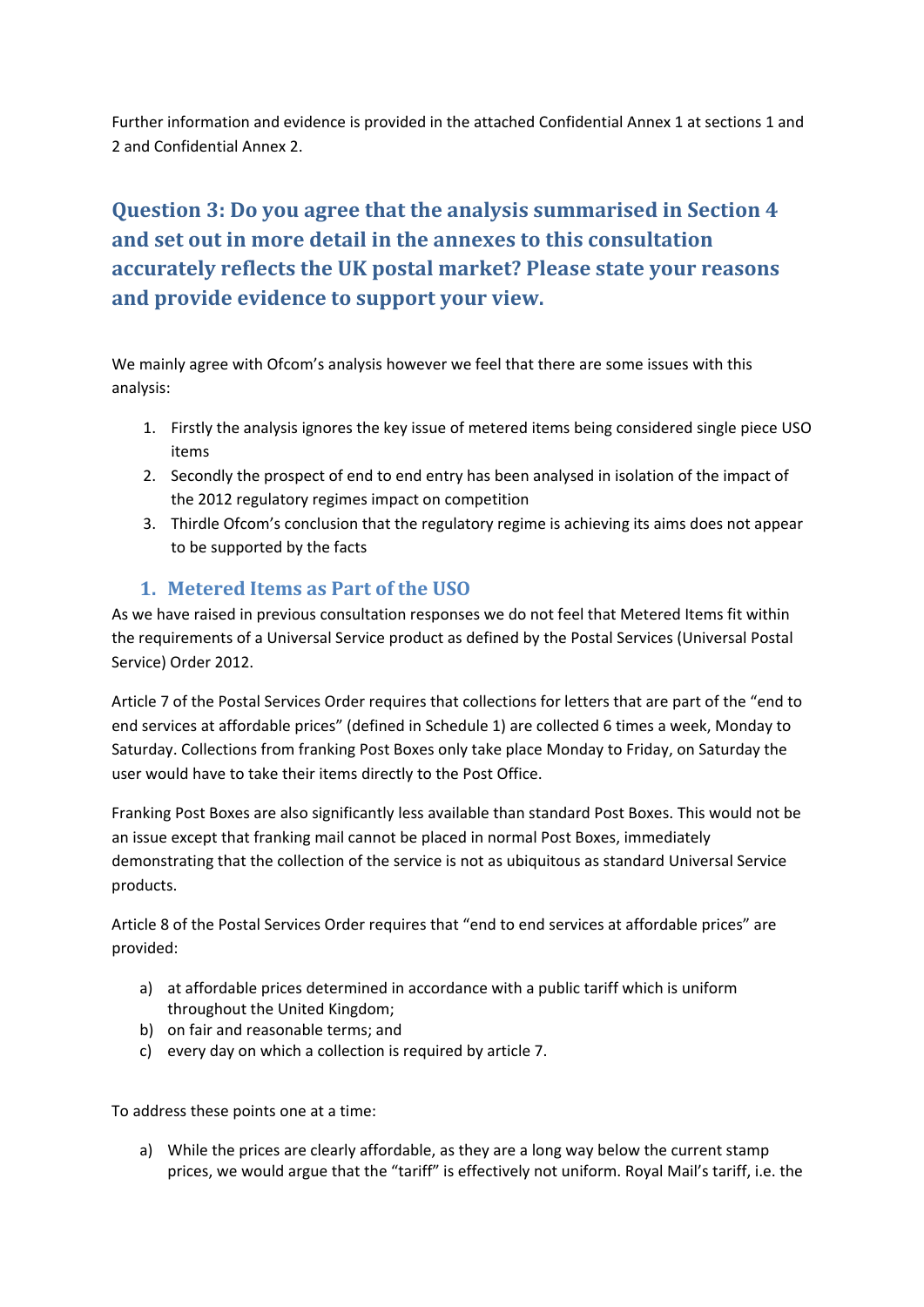Further information and evidence is provided in the attached Confidential Annex 1 at sections 1 and 2 and Confidential Annex 2.

## Question 3: Do you agree that the analysis summarised in Section 4 and set out in more detail in the annexes to this consultation accurately reflects the UK postal market? Please state your reasons and provide evidence to support your view.

We mainly agree with Ofcom's analysis however we feel that there are some issues with this analysis:

1. Firstly the analysis ignores the key issue of metered items being considered single piece USO items
2. Secondly the prospect of end to end entry has been analysed in isolation of the impact of the 2012 regulatory regimes impact on competition
3. Thirdle Ofcom's conclusion that the regulatory regime is achieving its aims does not appear to be supported by the facts

### 1. Metered Items as Part of the USO

As we have raised in previous consultation responses we do not feel that Metered Items fit within the requirements of a Universal Service product as defined by the Postal Services (Universal Postal Service) Order 2012.

Article 7 of the Postal Services Order requires that collections for letters that are part of the "end to end services at affordable prices" (defined in Schedule 1) are collected 6 times a week, Monday to Saturday. Collections from franking Post Boxes only take place Monday to Friday, on Saturday the user would have to take their items directly to the Post Office.

Franking Post Boxes are also significantly less available than standard Post Boxes. This would not be an issue except that franking mail cannot be placed in normal Post Boxes, immediately demonstrating that the collection of the service is not as ubiquitous as standard Universal Service products.

Article 8 of the Postal Services Order requires that "end to end services at affordable prices" are provided:

a) at affordable prices determined in accordance with a public tariff which is uniform throughout the United Kingdom;
b) on fair and reasonable terms; and
c) every day on which a collection is required by article 7.

To address these points one at a time:

a) While the prices are clearly affordable, as they are a long way below the current stamp prices, we would argue that the "tariff" is effectively not uniform. Royal Mail's tariff, i.e. the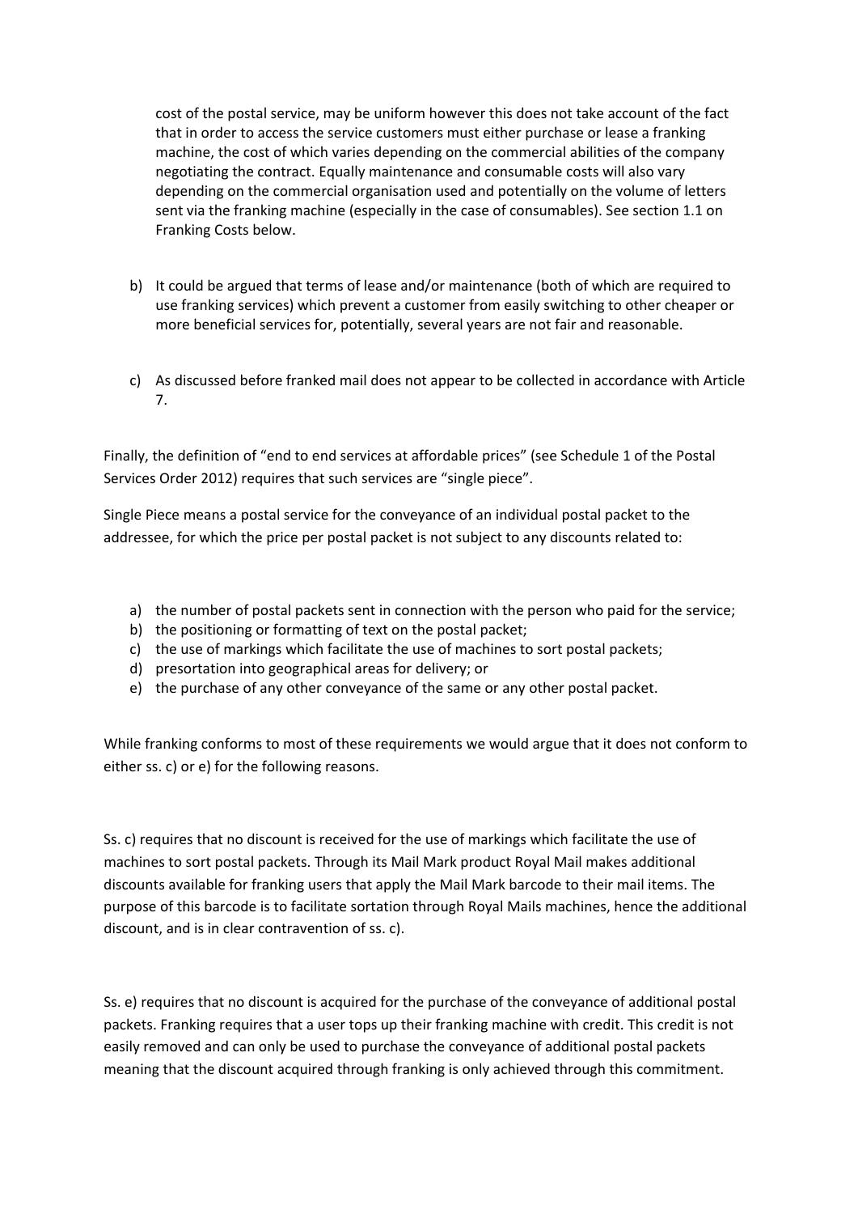cost of the postal service, may be uniform however this does not take account of the fact that in order to access the service customers must either purchase or lease a franking machine, the cost of which varies depending on the commercial abilities of the company negotiating the contract. Equally maintenance and consumable costs will also vary depending on the commercial organisation used and potentially on the volume of letters sent via the franking machine (especially in the case of consumables). See section 1.1 on Franking Costs below.

b) It could be argued that terms of lease and/or maintenance (both of which are required to use franking services) which prevent a customer from easily switching to other cheaper or more beneficial services for, potentially, several years are not fair and reasonable.

c) As discussed before franked mail does not appear to be collected in accordance with Article 7.

Finally, the definition of "end to end services at affordable prices" (see Schedule 1 of the Postal Services Order 2012) requires that such services are "single piece".

Single Piece means a postal service for the conveyance of an individual postal packet to the addressee, for which the price per postal packet is not subject to any discounts related to:

a) the number of postal packets sent in connection with the person who paid for the service;
b) the positioning or formatting of text on the postal packet;
c) the use of markings which facilitate the use of machines to sort postal packets;
d) presortation into geographical areas for delivery; or
e) the purchase of any other conveyance of the same or any other postal packet.

While franking conforms to most of these requirements we would argue that it does not conform to either ss. c) or e) for the following reasons.

Ss. c) requires that no discount is received for the use of markings which facilitate the use of machines to sort postal packets. Through its Mail Mark product Royal Mail makes additional discounts available for franking users that apply the Mail Mark barcode to their mail items. The purpose of this barcode is to facilitate sortation through Royal Mails machines, hence the additional discount, and is in clear contravention of ss. c).

Ss. e) requires that no discount is acquired for the purchase of the conveyance of additional postal packets. Franking requires that a user tops up their franking machine with credit. This credit is not easily removed and can only be used to purchase the conveyance of additional postal packets meaning that the discount acquired through franking is only achieved through this commitment.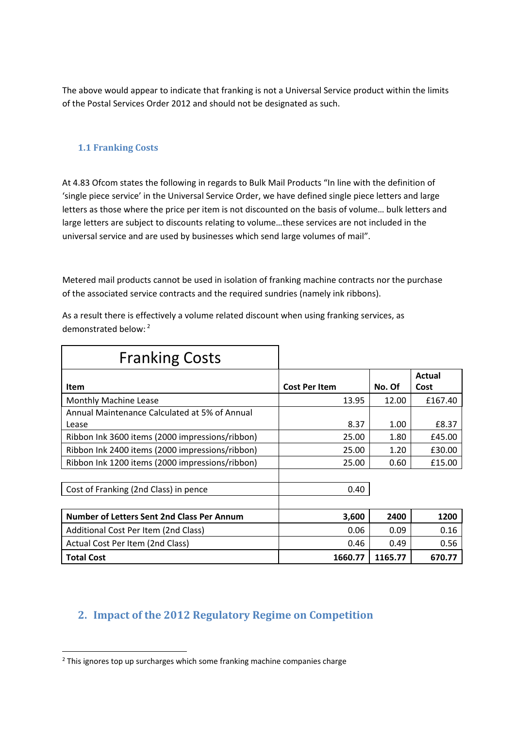The above would appear to indicate that franking is not a Universal Service product within the limits of the Postal Services Order 2012 and should not be designated as such.

### 1.1 Franking Costs

At 4.83 Ofcom states the following in regards to Bulk Mail Products "In line with the definition of 'single piece service' in the Universal Service Order, we have defined single piece letters and large letters as those where the price per item is not discounted on the basis of volume… bulk letters and large letters are subject to discounts relating to volume…these services are not included in the universal service and are used by businesses which send large volumes of mail".

Metered mail products cannot be used in isolation of franking machine contracts nor the purchase of the associated service contracts and the required sundries (namely ink ribbons).

As a result there is effectively a volume related discount when using franking services, as demonstrated below: [2]

| Franking Costs | | | |
|---|---|---|---|
| **Item** | **Cost Per Item** | **No. Of** | **Actual Cost** |
| Monthly Machine Lease | 13.95 | 12.00 | £167.40 |
| Annual Maintenance Calculated at 5% of Annual Lease | 8.37 | 1.00 | £8.37 |
| Ribbon Ink 3600 items (2000 impressions/ribbon) | 25.00 | 1.80 | £45.00 |
| Ribbon Ink 2400 items (2000 impressions/ribbon) | 25.00 | 1.20 | £30.00 |
| Ribbon Ink 1200 items (2000 impressions/ribbon) | 25.00 | 0.60 | £15.00 |
| | | | |
| Cost of Franking (2nd Class) in pence | 0.40 | | |
| | | | |
| **Number of Letters Sent 2nd Class Per Annum** | **3,600** | **2400** | **1200** |
| Additional Cost Per Item (2nd Class) | 0.06 | 0.09 | 0.16 |
| Actual Cost Per Item (2nd Class) | 0.46 | 0.49 | 0.56 |
| **Total Cost** | **1660.77** | **1165.77** | **670.77** |

## 2. Impact of the 2012 Regulatory Regime on Competition

[2] This ignores top up surcharges which some franking machine companies charge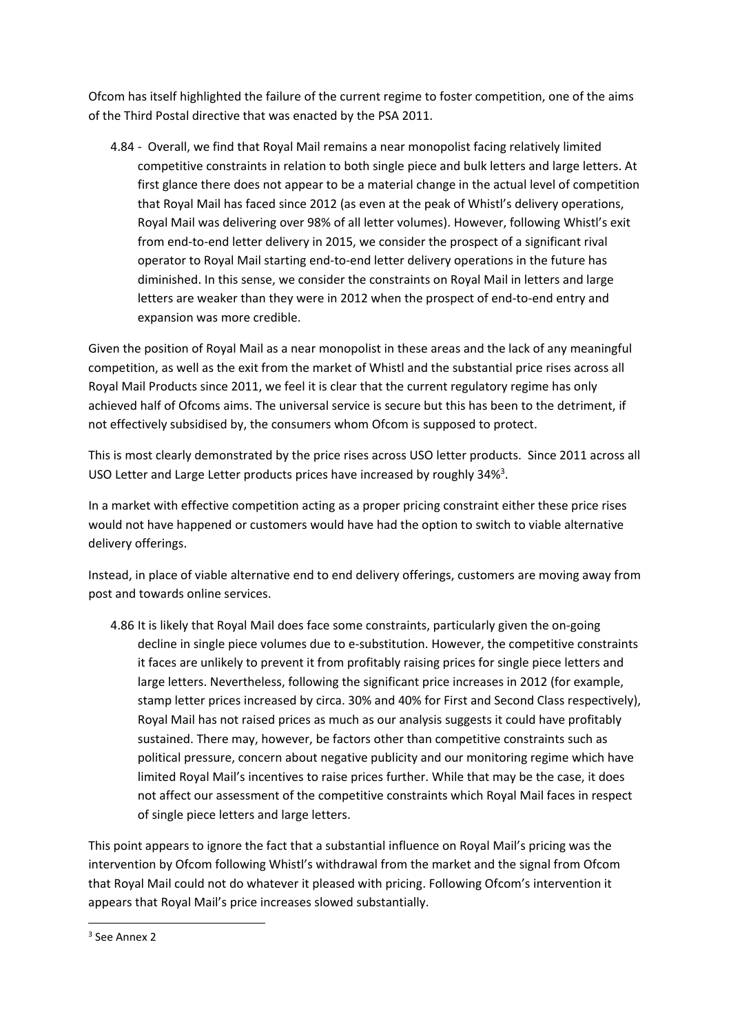Ofcom has itself highlighted the failure of the current regime to foster competition, one of the aims of the Third Postal directive that was enacted by the PSA 2011.

> 4.84 - Overall, we find that Royal Mail remains a near monopolist facing relatively limited competitive constraints in relation to both single piece and bulk letters and large letters. At first glance there does not appear to be a material change in the actual level of competition that Royal Mail has faced since 2012 (as even at the peak of Whistl's delivery operations, Royal Mail was delivering over 98% of all letter volumes). However, following Whistl's exit from end-to-end letter delivery in 2015, we consider the prospect of a significant rival operator to Royal Mail starting end-to-end letter delivery operations in the future has diminished. In this sense, we consider the constraints on Royal Mail in letters and large letters are weaker than they were in 2012 when the prospect of end-to-end entry and expansion was more credible.

Given the position of Royal Mail as a near monopolist in these areas and the lack of any meaningful competition, as well as the exit from the market of Whistl and the substantial price rises across all Royal Mail Products since 2011, we feel it is clear that the current regulatory regime has only achieved half of Ofcoms aims. The universal service is secure but this has been to the detriment, if not effectively subsidised by, the consumers whom Ofcom is supposed to protect.

This is most clearly demonstrated by the price rises across USO letter products. Since 2011 across all USO Letter and Large Letter products prices have increased by roughly 34%[3].

In a market with effective competition acting as a proper pricing constraint either these price rises would not have happened or customers would have had the option to switch to viable alternative delivery offerings.

Instead, in place of viable alternative end to end delivery offerings, customers are moving away from post and towards online services.

> 4.86 It is likely that Royal Mail does face some constraints, particularly given the on-going decline in single piece volumes due to e-substitution. However, the competitive constraints it faces are unlikely to prevent it from profitably raising prices for single piece letters and large letters. Nevertheless, following the significant price increases in 2012 (for example, stamp letter prices increased by circa. 30% and 40% for First and Second Class respectively), Royal Mail has not raised prices as much as our analysis suggests it could have profitably sustained. There may, however, be factors other than competitive constraints such as political pressure, concern about negative publicity and our monitoring regime which have limited Royal Mail's incentives to raise prices further. While that may be the case, it does not affect our assessment of the competitive constraints which Royal Mail faces in respect of single piece letters and large letters.

This point appears to ignore the fact that a substantial influence on Royal Mail's pricing was the intervention by Ofcom following Whistl's withdrawal from the market and the signal from Ofcom that Royal Mail could not do whatever it pleased with pricing. Following Ofcom's intervention it appears that Royal Mail's price increases slowed substantially.

---

[3] See Annex 2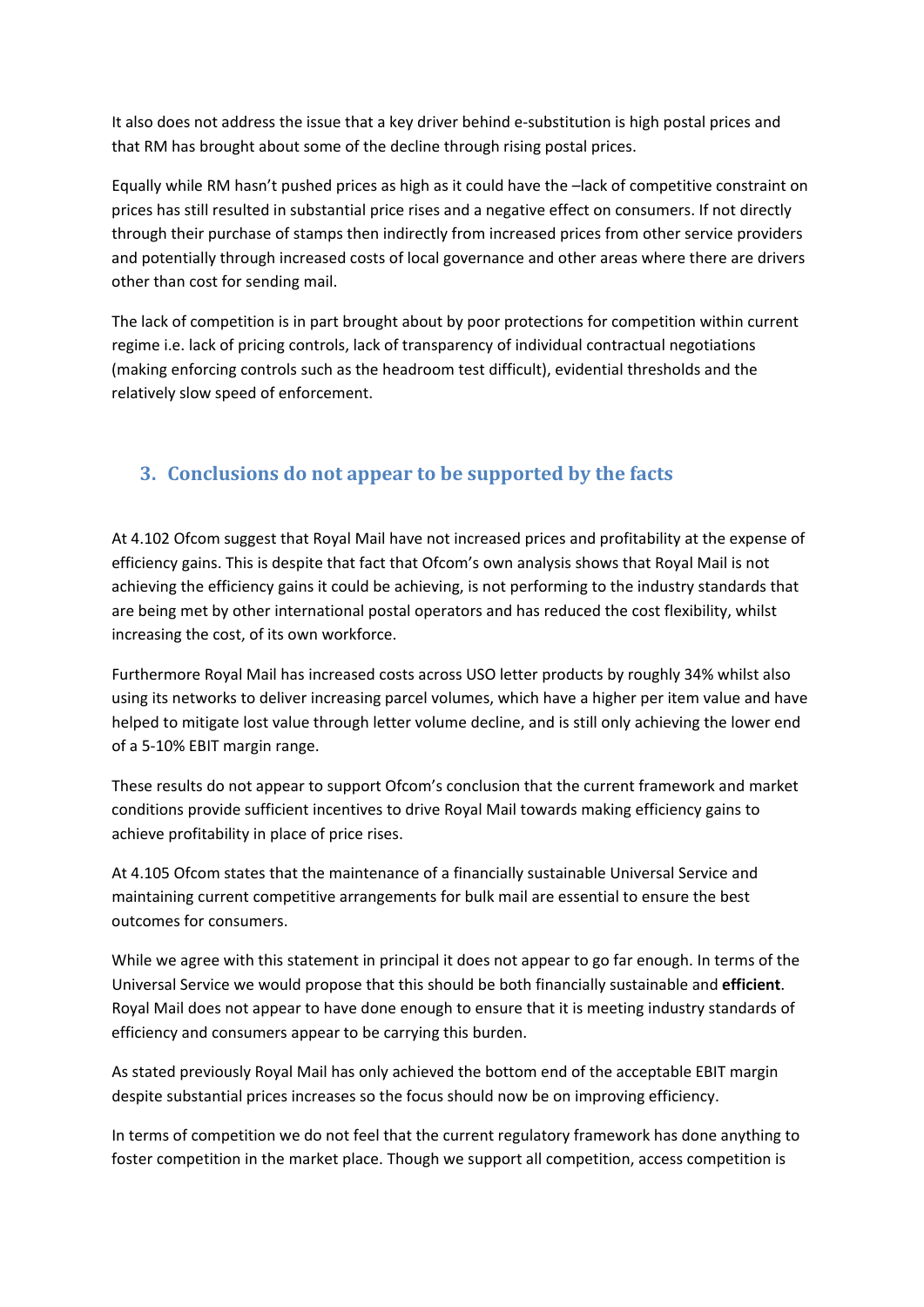It also does not address the issue that a key driver behind e-substitution is high postal prices and that RM has brought about some of the decline through rising postal prices.

Equally while RM hasn't pushed prices as high as it could have the –lack of competitive constraint on prices has still resulted in substantial price rises and a negative effect on consumers. If not directly through their purchase of stamps then indirectly from increased prices from other service providers and potentially through increased costs of local governance and other areas where there are drivers other than cost for sending mail.

The lack of competition is in part brought about by poor protections for competition within current regime i.e. lack of pricing controls, lack of transparency of individual contractual negotiations (making enforcing controls such as the headroom test difficult), evidential thresholds and the relatively slow speed of enforcement.

## 3. Conclusions do not appear to be supported by the facts

At 4.102 Ofcom suggest that Royal Mail have not increased prices and profitability at the expense of efficiency gains. This is despite that fact that Ofcom's own analysis shows that Royal Mail is not achieving the efficiency gains it could be achieving, is not performing to the industry standards that are being met by other international postal operators and has reduced the cost flexibility, whilst increasing the cost, of its own workforce.

Furthermore Royal Mail has increased costs across USO letter products by roughly 34% whilst also using its networks to deliver increasing parcel volumes, which have a higher per item value and have helped to mitigate lost value through letter volume decline, and is still only achieving the lower end of a 5-10% EBIT margin range.

These results do not appear to support Ofcom's conclusion that the current framework and market conditions provide sufficient incentives to drive Royal Mail towards making efficiency gains to achieve profitability in place of price rises.

At 4.105 Ofcom states that the maintenance of a financially sustainable Universal Service and maintaining current competitive arrangements for bulk mail are essential to ensure the best outcomes for consumers.

While we agree with this statement in principal it does not appear to go far enough. In terms of the Universal Service we would propose that this should be both financially sustainable and **efficient**. Royal Mail does not appear to have done enough to ensure that it is meeting industry standards of efficiency and consumers appear to be carrying this burden.

As stated previously Royal Mail has only achieved the bottom end of the acceptable EBIT margin despite substantial prices increases so the focus should now be on improving efficiency.

In terms of competition we do not feel that the current regulatory framework has done anything to foster competition in the market place. Though we support all competition, access competition is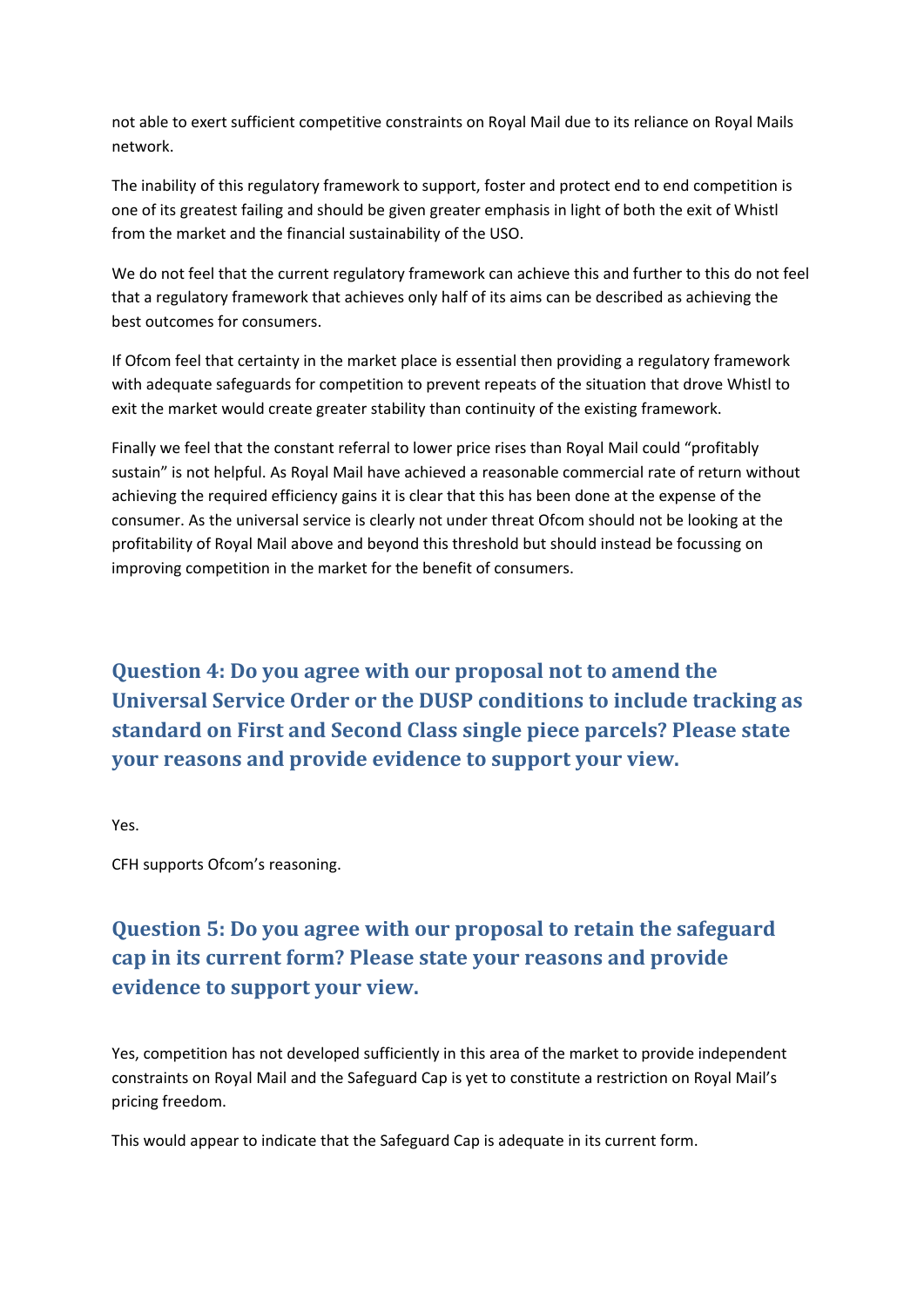not able to exert sufficient competitive constraints on Royal Mail due to its reliance on Royal Mails network.

The inability of this regulatory framework to support, foster and protect end to end competition is one of its greatest failing and should be given greater emphasis in light of both the exit of Whistl from the market and the financial sustainability of the USO.

We do not feel that the current regulatory framework can achieve this and further to this do not feel that a regulatory framework that achieves only half of its aims can be described as achieving the best outcomes for consumers.

If Ofcom feel that certainty in the market place is essential then providing a regulatory framework with adequate safeguards for competition to prevent repeats of the situation that drove Whistl to exit the market would create greater stability than continuity of the existing framework.

Finally we feel that the constant referral to lower price rises than Royal Mail could "profitably sustain" is not helpful. As Royal Mail have achieved a reasonable commercial rate of return without achieving the required efficiency gains it is clear that this has been done at the expense of the consumer. As the universal service is clearly not under threat Ofcom should not be looking at the profitability of Royal Mail above and beyond this threshold but should instead be focussing on improving competition in the market for the benefit of consumers.

## Question 4: Do you agree with our proposal not to amend the Universal Service Order or the DUSP conditions to include tracking as standard on First and Second Class single piece parcels? Please state your reasons and provide evidence to support your view.

Yes.

CFH supports Ofcom's reasoning.

## Question 5: Do you agree with our proposal to retain the safeguard cap in its current form? Please state your reasons and provide evidence to support your view.

Yes, competition has not developed sufficiently in this area of the market to provide independent constraints on Royal Mail and the Safeguard Cap is yet to constitute a restriction on Royal Mail's pricing freedom.

This would appear to indicate that the Safeguard Cap is adequate in its current form.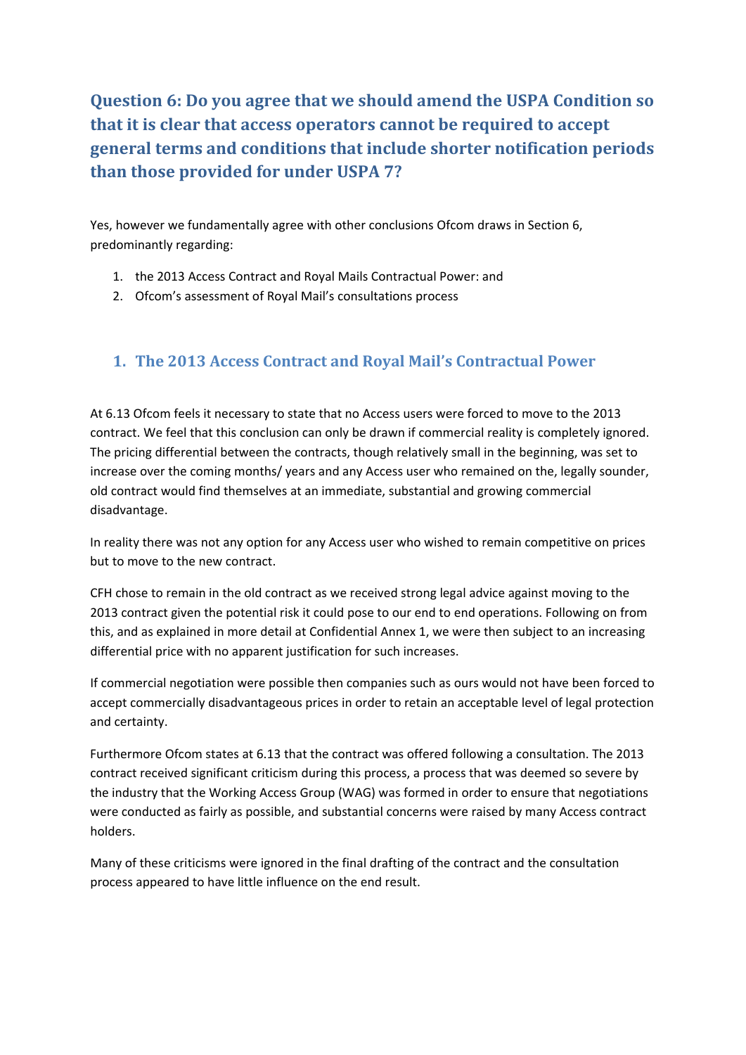## Question 6: Do you agree that we should amend the USPA Condition so that it is clear that access operators cannot be required to accept general terms and conditions that include shorter notification periods than those provided for under USPA 7?

Yes, however we fundamentally agree with other conclusions Ofcom draws in Section 6, predominantly regarding:

1. the 2013 Access Contract and Royal Mails Contractual Power: and
2. Ofcom's assessment of Royal Mail's consultations process

### 1. The 2013 Access Contract and Royal Mail's Contractual Power

At 6.13 Ofcom feels it necessary to state that no Access users were forced to move to the 2013 contract. We feel that this conclusion can only be drawn if commercial reality is completely ignored. The pricing differential between the contracts, though relatively small in the beginning, was set to increase over the coming months/ years and any Access user who remained on the, legally sounder, old contract would find themselves at an immediate, substantial and growing commercial disadvantage.

In reality there was not any option for any Access user who wished to remain competitive on prices but to move to the new contract.

CFH chose to remain in the old contract as we received strong legal advice against moving to the 2013 contract given the potential risk it could pose to our end to end operations. Following on from this, and as explained in more detail at Confidential Annex 1, we were then subject to an increasing differential price with no apparent justification for such increases.

If commercial negotiation were possible then companies such as ours would not have been forced to accept commercially disadvantageous prices in order to retain an acceptable level of legal protection and certainty.

Furthermore Ofcom states at 6.13 that the contract was offered following a consultation. The 2013 contract received significant criticism during this process, a process that was deemed so severe by the industry that the Working Access Group (WAG) was formed in order to ensure that negotiations were conducted as fairly as possible, and substantial concerns were raised by many Access contract holders.

Many of these criticisms were ignored in the final drafting of the contract and the consultation process appeared to have little influence on the end result.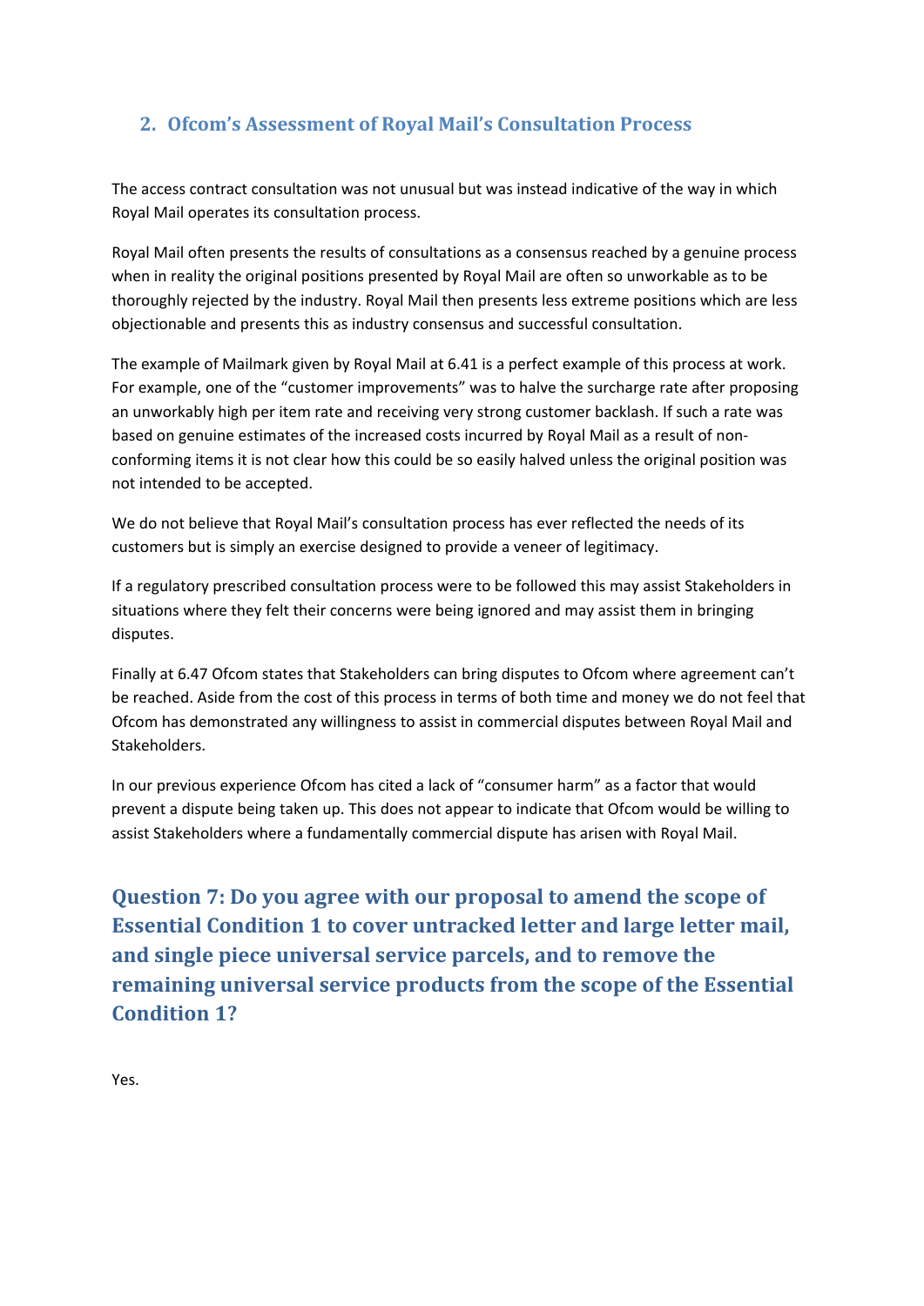## 2. Ofcom's Assessment of Royal Mail's Consultation Process

The access contract consultation was not unusual but was instead indicative of the way in which Royal Mail operates its consultation process.

Royal Mail often presents the results of consultations as a consensus reached by a genuine process when in reality the original positions presented by Royal Mail are often so unworkable as to be thoroughly rejected by the industry. Royal Mail then presents less extreme positions which are less objectionable and presents this as industry consensus and successful consultation.

The example of Mailmark given by Royal Mail at 6.41 is a perfect example of this process at work. For example, one of the "customer improvements" was to halve the surcharge rate after proposing an unworkably high per item rate and receiving very strong customer backlash. If such a rate was based on genuine estimates of the increased costs incurred by Royal Mail as a result of non-conforming items it is not clear how this could be so easily halved unless the original position was not intended to be accepted.

We do not believe that Royal Mail's consultation process has ever reflected the needs of its customers but is simply an exercise designed to provide a veneer of legitimacy.

If a regulatory prescribed consultation process were to be followed this may assist Stakeholders in situations where they felt their concerns were being ignored and may assist them in bringing disputes.

Finally at 6.47 Ofcom states that Stakeholders can bring disputes to Ofcom where agreement can't be reached. Aside from the cost of this process in terms of both time and money we do not feel that Ofcom has demonstrated any willingness to assist in commercial disputes between Royal Mail and Stakeholders.

In our previous experience Ofcom has cited a lack of "consumer harm" as a factor that would prevent a dispute being taken up. This does not appear to indicate that Ofcom would be willing to assist Stakeholders where a fundamentally commercial dispute has arisen with Royal Mail.

## Question 7: Do you agree with our proposal to amend the scope of Essential Condition 1 to cover untracked letter and large letter mail, and single piece universal service parcels, and to remove the remaining universal service products from the scope of the Essential Condition 1?

Yes.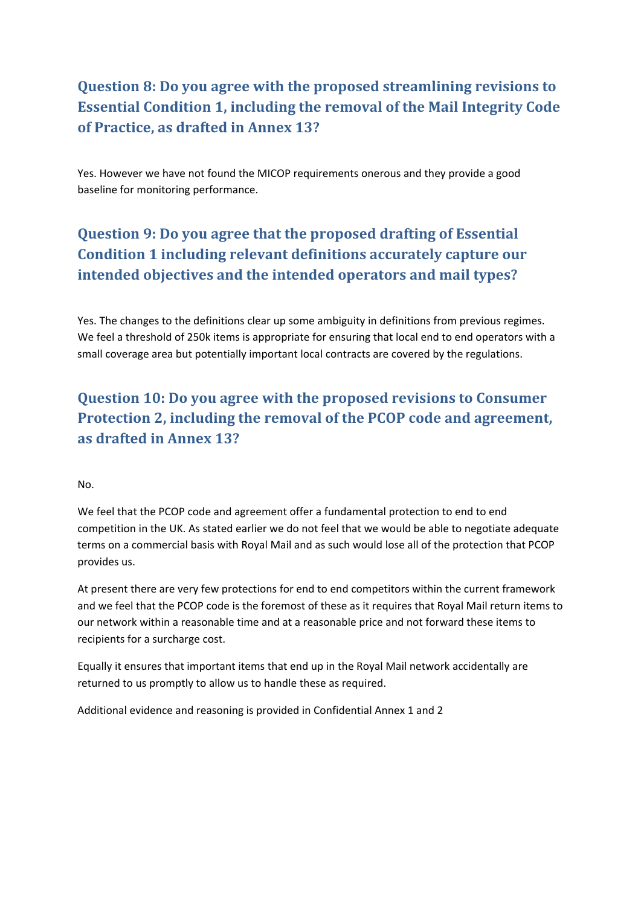## Question 8: Do you agree with the proposed streamlining revisions to Essential Condition 1, including the removal of the Mail Integrity Code of Practice, as drafted in Annex 13?

Yes. However we have not found the MICOP requirements onerous and they provide a good baseline for monitoring performance.

## Question 9: Do you agree that the proposed drafting of Essential Condition 1 including relevant definitions accurately capture our intended objectives and the intended operators and mail types?

Yes. The changes to the definitions clear up some ambiguity in definitions from previous regimes. We feel a threshold of 250k items is appropriate for ensuring that local end to end operators with a small coverage area but potentially important local contracts are covered by the regulations.

## Question 10: Do you agree with the proposed revisions to Consumer Protection 2, including the removal of the PCOP code and agreement, as drafted in Annex 13?

No.

We feel that the PCOP code and agreement offer a fundamental protection to end to end competition in the UK. As stated earlier we do not feel that we would be able to negotiate adequate terms on a commercial basis with Royal Mail and as such would lose all of the protection that PCOP provides us.

At present there are very few protections for end to end competitors within the current framework and we feel that the PCOP code is the foremost of these as it requires that Royal Mail return items to our network within a reasonable time and at a reasonable price and not forward these items to recipients for a surcharge cost.

Equally it ensures that important items that end up in the Royal Mail network accidentally are returned to us promptly to allow us to handle these as required.

Additional evidence and reasoning is provided in Confidential Annex 1 and 2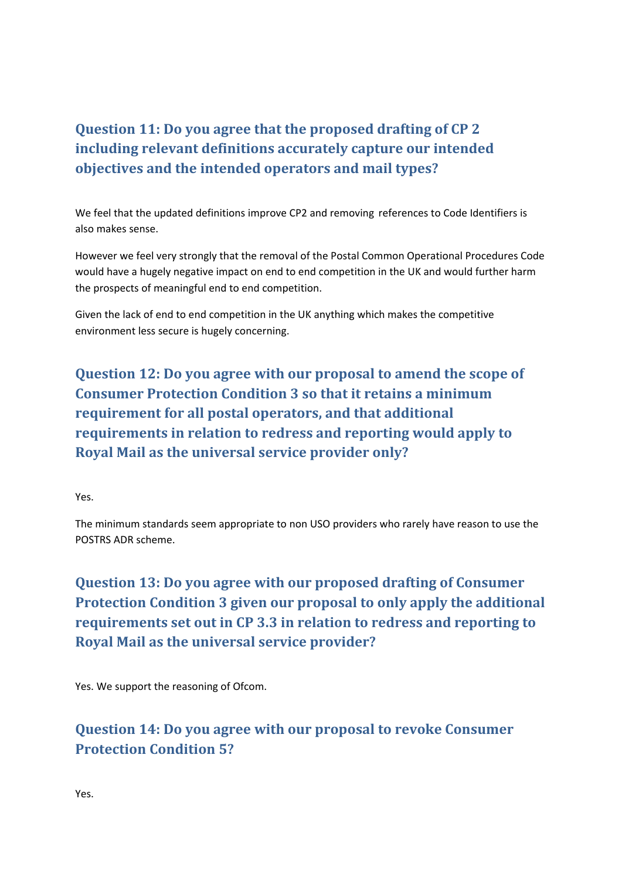## Question 11: Do you agree that the proposed drafting of CP 2 including relevant definitions accurately capture our intended objectives and the intended operators and mail types?

We feel that the updated definitions improve CP2 and removing references to Code Identifiers is also makes sense.

However we feel very strongly that the removal of the Postal Common Operational Procedures Code would have a hugely negative impact on end to end competition in the UK and would further harm the prospects of meaningful end to end competition.

Given the lack of end to end competition in the UK anything which makes the competitive environment less secure is hugely concerning.

## Question 12: Do you agree with our proposal to amend the scope of Consumer Protection Condition 3 so that it retains a minimum requirement for all postal operators, and that additional requirements in relation to redress and reporting would apply to Royal Mail as the universal service provider only?

Yes.

The minimum standards seem appropriate to non USO providers who rarely have reason to use the POSTRS ADR scheme.

## Question 13: Do you agree with our proposed drafting of Consumer Protection Condition 3 given our proposal to only apply the additional requirements set out in CP 3.3 in relation to redress and reporting to Royal Mail as the universal service provider?

Yes. We support the reasoning of Ofcom.

## Question 14: Do you agree with our proposal to revoke Consumer Protection Condition 5?

Yes.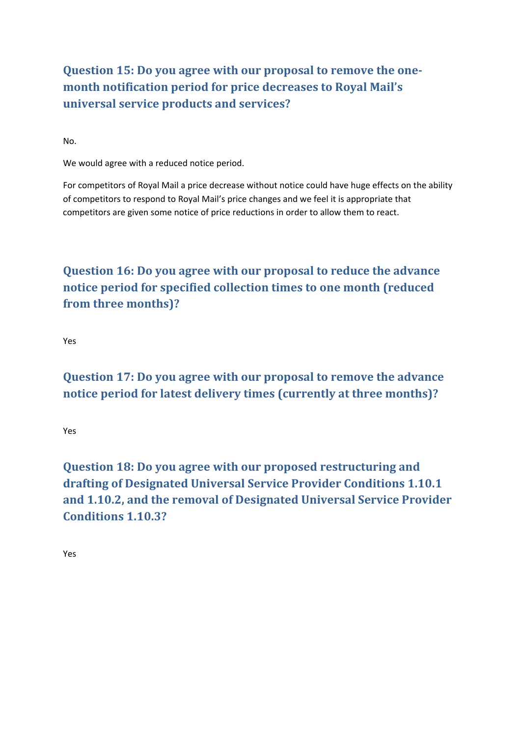## Question 15: Do you agree with our proposal to remove the one-month notification period for price decreases to Royal Mail's universal service products and services?

No.

We would agree with a reduced notice period.

For competitors of Royal Mail a price decrease without notice could have huge effects on the ability of competitors to respond to Royal Mail's price changes and we feel it is appropriate that competitors are given some notice of price reductions in order to allow them to react.

## Question 16: Do you agree with our proposal to reduce the advance notice period for specified collection times to one month (reduced from three months)?

Yes

## Question 17: Do you agree with our proposal to remove the advance notice period for latest delivery times (currently at three months)?

Yes

## Question 18: Do you agree with our proposed restructuring and drafting of Designated Universal Service Provider Conditions 1.10.1 and 1.10.2, and the removal of Designated Universal Service Provider Conditions 1.10.3?

Yes